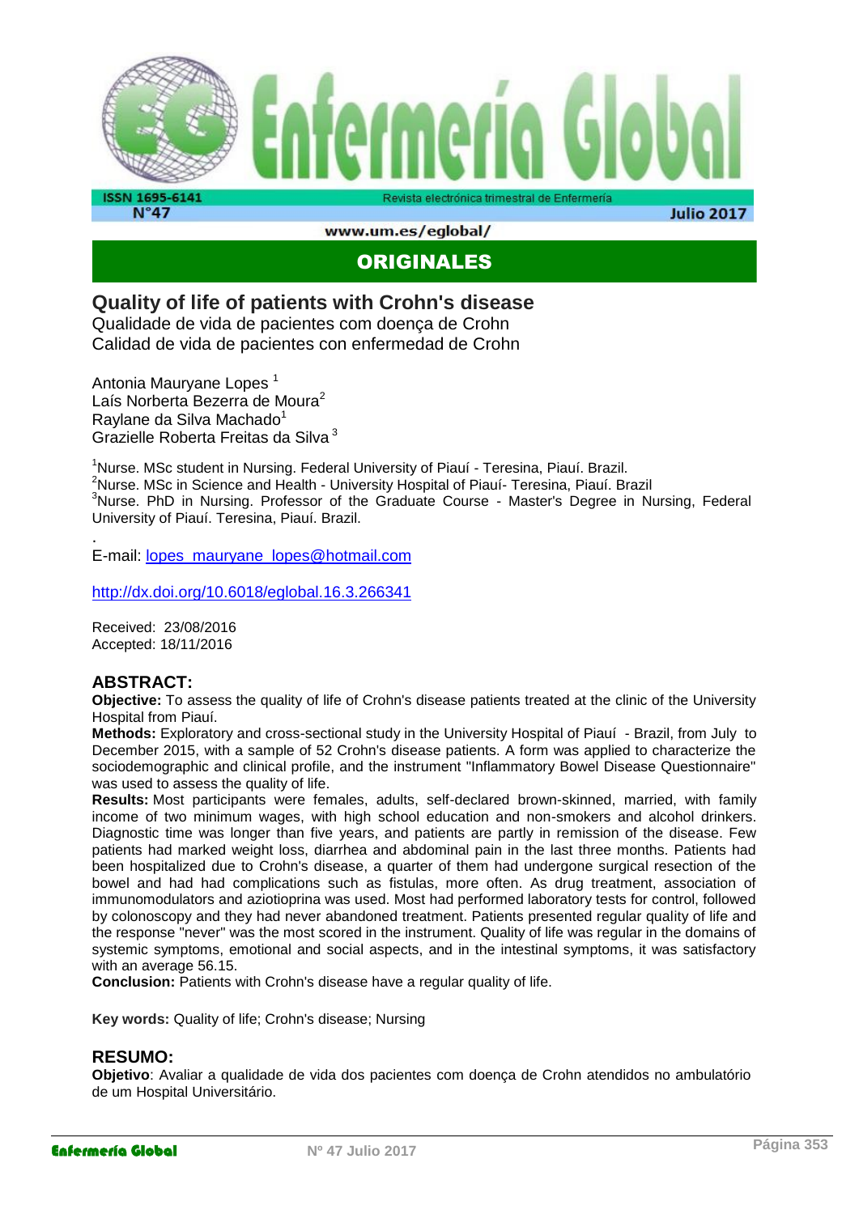## ORIGINALES

# Quality of life of patients with Crohn's disease

Qualidade de vida de pacientes com doença de Crohn

Calidad de vida de pacientes con enfermedad de Crohn

Antonia Mauryane Lopes [1]
Laís Norberta Bezerra de Moura[2]
Raylane da Silva Machado[1]
Grazielle Roberta Freitas da Silva [3]

[1]Nurse. MSc student in Nursing. Federal University of Piauí - Teresina, Piauí. Brazil.
[2]Nurse. MSc in Science and Health - University Hospital of Piauí- Teresina, Piauí. Brazil
[3]Nurse. PhD in Nursing. Professor of the Graduate Course - Master's Degree in Nursing, Federal University of Piauí. Teresina, Piauí. Brazil.

E-mail: lopes_mauryane_lopes@hotmail.com

http://dx.doi.org/10.6018/eglobal.16.3.266341

Received: 23/08/2016
Accepted: 18/11/2016

## ABSTRACT:

**Objective:** To assess the quality of life of Crohn's disease patients treated at the clinic of the University Hospital from Piauí.

**Methods:** Exploratory and cross-sectional study in the University Hospital of Piauí - Brazil, from July to December 2015, with a sample of 52 Crohn's disease patients. A form was applied to characterize the sociodemographic and clinical profile, and the instrument "Inflammatory Bowel Disease Questionnaire" was used to assess the quality of life.

**Results:** Most participants were females, adults, self-declared brown-skinned, married, with family income of two minimum wages, with high school education and non-smokers and alcohol drinkers. Diagnostic time was longer than five years, and patients are partly in remission of the disease. Few patients had marked weight loss, diarrhea and abdominal pain in the last three months. Patients had been hospitalized due to Crohn's disease, a quarter of them had undergone surgical resection of the bowel and had had complications such as fistulas, more often. As drug treatment, association of immunomodulators and aziotioprina was used. Most had performed laboratory tests for control, followed by colonoscopy and they had never abandoned treatment. Patients presented regular quality of life and the response "never" was the most scored in the instrument. Quality of life was regular in the domains of systemic symptoms, emotional and social aspects, and in the intestinal symptoms, it was satisfactory with an average 56.15.

**Conclusion:** Patients with Crohn's disease have a regular quality of life.

**Key words:** Quality of life; Crohn's disease; Nursing

## RESUMO:

**Objetivo**: Avaliar a qualidade de vida dos pacientes com doença de Crohn atendidos no ambulatório de um Hospital Universitário.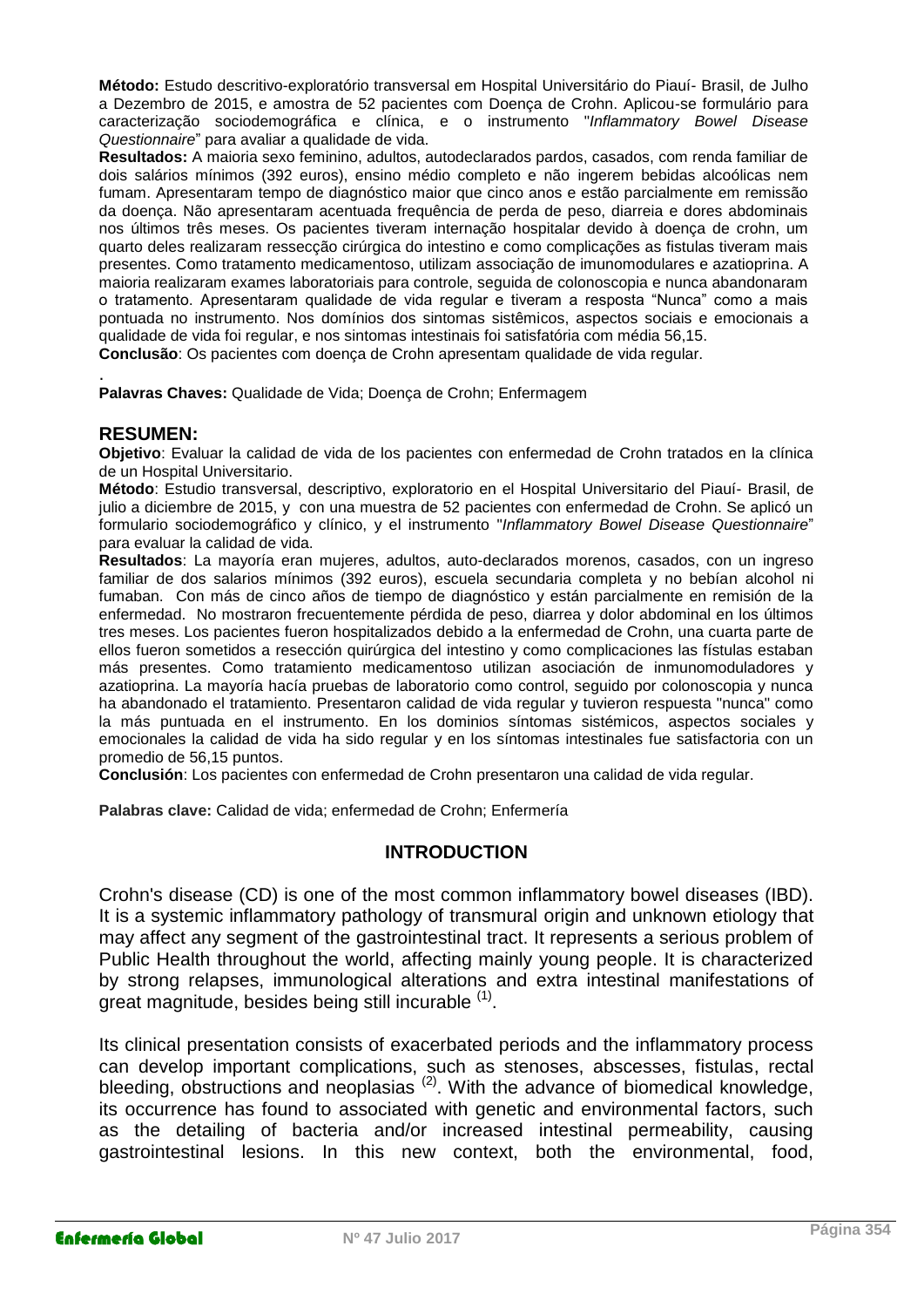**Método:** Estudo descritivo-exploratório transversal em Hospital Universitário do Piauí- Brasil, de Julho a Dezembro de 2015, e amostra de 52 pacientes com Doença de Crohn. Aplicou-se formulário para caracterização sociodemográfica e clínica, e o instrumento "*Inflammatory Bowel Disease Questionnaire*" para avaliar a qualidade de vida.

**Resultados:** A maioria sexo feminino, adultos, autodeclarados pardos, casados, com renda familiar de dois salários mínimos (392 euros), ensino médio completo e não ingerem bebidas alcoólicas nem fumam. Apresentaram tempo de diagnóstico maior que cinco anos e estão parcialmente em remissão da doença. Não apresentaram acentuada frequência de perda de peso, diarreia e dores abdominais nos últimos três meses. Os pacientes tiveram internação hospitalar devido à doença de crohn, um quarto deles realizaram ressecção cirúrgica do intestino e como complicações as fistulas tiveram mais presentes. Como tratamento medicamentoso, utilizam associação de imunomodulares e azatioprina. A maioria realizaram exames laboratoriais para controle, seguida de colonoscopia e nunca abandonaram o tratamento. Apresentaram qualidade de vida regular e tiveram a resposta "Nunca" como a mais pontuada no instrumento. Nos domínios dos sintomas sistêmicos, aspectos sociais e emocionais a qualidade de vida foi regular, e nos sintomas intestinais foi satisfatória com média 56,15.

**Conclusão**: Os pacientes com doença de Crohn apresentam qualidade de vida regular.

.

**Palavras Chaves:** Qualidade de Vida; Doença de Crohn; Enfermagem

## RESUMEN:

**Objetivo**: Evaluar la calidad de vida de los pacientes con enfermedad de Crohn tratados en la clínica de un Hospital Universitario.

**Método**: Estudio transversal, descriptivo, exploratorio en el Hospital Universitario del Piauí- Brasil, de julio a diciembre de 2015, y con una muestra de 52 pacientes con enfermedad de Crohn. Se aplicó un formulario sociodemográfico y clínico, y el instrumento "*Inflammatory Bowel Disease Questionnaire*" para evaluar la calidad de vida.

**Resultados**: La mayoría eran mujeres, adultos, auto-declarados morenos, casados, con un ingreso familiar de dos salarios mínimos (392 euros), escuela secundaria completa y no bebían alcohol ni fumaban. Con más de cinco años de tiempo de diagnóstico y están parcialmente en remisión de la enfermedad. No mostraron frecuentemente pérdida de peso, diarrea y dolor abdominal en los últimos tres meses. Los pacientes fueron hospitalizados debido a la enfermedad de Crohn, una cuarta parte de ellos fueron sometidos a resección quirúrgica del intestino y como complicaciones las fístulas estaban más presentes. Como tratamiento medicamentoso utilizan asociación de inmunomoduladores y azatioprina. La mayoría hacía pruebas de laboratorio como control, seguido por colonoscopia y nunca ha abandonado el tratamiento. Presentaron calidad de vida regular y tuvieron respuesta "nunca" como la más puntuada en el instrumento. En los dominios síntomas sistémicos, aspectos sociales y emocionales la calidad de vida ha sido regular y en los síntomas intestinales fue satisfactoria con un promedio de 56,15 puntos.

**Conclusión**: Los pacientes con enfermedad de Crohn presentaron una calidad de vida regular.

**Palabras clave:** Calidad de vida; enfermedad de Crohn; Enfermería

## INTRODUCTION

Crohn's disease (CD) is one of the most common inflammatory bowel diseases (IBD). It is a systemic inflammatory pathology of transmural origin and unknown etiology that may affect any segment of the gastrointestinal tract. It represents a serious problem of Public Health throughout the world, affecting mainly young people. It is characterized by strong relapses, immunological alterations and extra intestinal manifestations of great magnitude, besides being still incurable [1].

Its clinical presentation consists of exacerbated periods and the inflammatory process can develop important complications, such as stenoses, abscesses, fistulas, rectal bleeding, obstructions and neoplasias [2]. With the advance of biomedical knowledge, its occurrence has found to associated with genetic and environmental factors, such as the detailing of bacteria and/or increased intestinal permeability, causing gastrointestinal lesions. In this new context, both the environmental, food,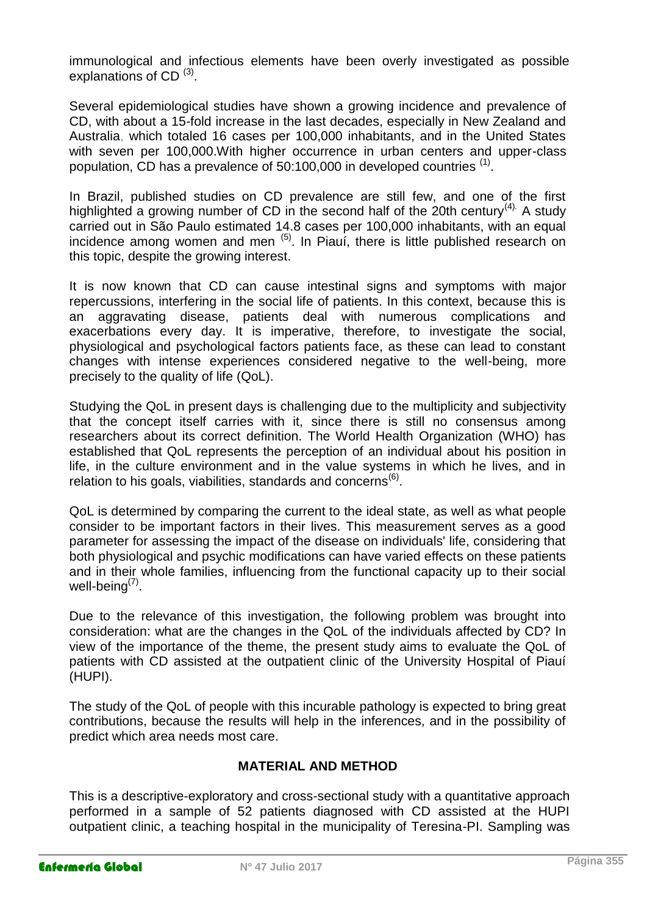immunological and infectious elements have been overly investigated as possible explanations of CD [3].

Several epidemiological studies have shown a growing incidence and prevalence of CD, with about a 15-fold increase in the last decades, especially in New Zealand and Australia, which totaled 16 cases per 100,000 inhabitants, and in the United States with seven per 100,000.With higher occurrence in urban centers and upper-class population, CD has a prevalence of 50:100,000 in developed countries [1].

In Brazil, published studies on CD prevalence are still few, and one of the first highlighted a growing number of CD in the second half of the 20th century[4]. A study carried out in São Paulo estimated 14.8 cases per 100,000 inhabitants, with an equal incidence among women and men [5]. In Piauí, there is little published research on this topic, despite the growing interest.

It is now known that CD can cause intestinal signs and symptoms with major repercussions, interfering in the social life of patients. In this context, because this is an aggravating disease, patients deal with numerous complications and exacerbations every day. It is imperative, therefore, to investigate the social, physiological and psychological factors patients face, as these can lead to constant changes with intense experiences considered negative to the well-being, more precisely to the quality of life (QoL).

Studying the QoL in present days is challenging due to the multiplicity and subjectivity that the concept itself carries with it, since there is still no consensus among researchers about its correct definition. The World Health Organization (WHO) has established that QoL represents the perception of an individual about his position in life, in the culture environment and in the value systems in which he lives, and in relation to his goals, viabilities, standards and concerns[6].

QoL is determined by comparing the current to the ideal state, as well as what people consider to be important factors in their lives. This measurement serves as a good parameter for assessing the impact of the disease on individuals' life, considering that both physiological and psychic modifications can have varied effects on these patients and in their whole families, influencing from the functional capacity up to their social well-being[7].

Due to the relevance of this investigation, the following problem was brought into consideration: what are the changes in the QoL of the individuals affected by CD? In view of the importance of the theme, the present study aims to evaluate the QoL of patients with CD assisted at the outpatient clinic of the University Hospital of Piauí (HUPI).

The study of the QoL of people with this incurable pathology is expected to bring great contributions, because the results will help in the inferences, and in the possibility of predict which area needs most care.

## MATERIAL AND METHOD

This is a descriptive-exploratory and cross-sectional study with a quantitative approach performed in a sample of 52 patients diagnosed with CD assisted at the HUPI outpatient clinic, a teaching hospital in the municipality of Teresina-PI. Sampling was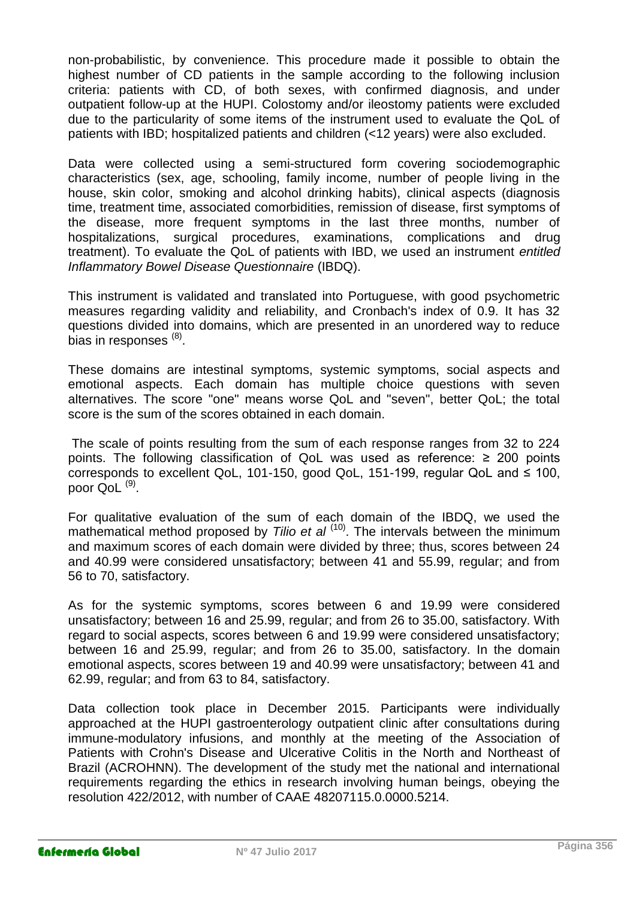non-probabilistic, by convenience. This procedure made it possible to obtain the highest number of CD patients in the sample according to the following inclusion criteria: patients with CD, of both sexes, with confirmed diagnosis, and under outpatient follow-up at the HUPI. Colostomy and/or ileostomy patients were excluded due to the particularity of some items of the instrument used to evaluate the QoL of patients with IBD; hospitalized patients and children (<12 years) were also excluded.

Data were collected using a semi-structured form covering sociodemographic characteristics (sex, age, schooling, family income, number of people living in the house, skin color, smoking and alcohol drinking habits), clinical aspects (diagnosis time, treatment time, associated comorbidities, remission of disease, first symptoms of the disease, more frequent symptoms in the last three months, number of hospitalizations, surgical procedures, examinations, complications and drug treatment). To evaluate the QoL of patients with IBD, we used an instrument *entitled Inflammatory Bowel Disease Questionnaire* (IBDQ).

This instrument is validated and translated into Portuguese, with good psychometric measures regarding validity and reliability, and Cronbach's index of 0.9. It has 32 questions divided into domains, which are presented in an unordered way to reduce bias in responses [8].

These domains are intestinal symptoms, systemic symptoms, social aspects and emotional aspects. Each domain has multiple choice questions with seven alternatives. The score "one" means worse QoL and "seven", better QoL; the total score is the sum of the scores obtained in each domain.

The scale of points resulting from the sum of each response ranges from 32 to 224 points. The following classification of QoL was used as reference: ≥ 200 points corresponds to excellent QoL, 101-150, good QoL, 151-199, regular QoL and ≤ 100, poor QoL [9].

For qualitative evaluation of the sum of each domain of the IBDQ, we used the mathematical method proposed by *Tilio et al* [10]. The intervals between the minimum and maximum scores of each domain were divided by three; thus, scores between 24 and 40.99 were considered unsatisfactory; between 41 and 55.99, regular; and from 56 to 70, satisfactory.

As for the systemic symptoms, scores between 6 and 19.99 were considered unsatisfactory; between 16 and 25.99, regular; and from 26 to 35.00, satisfactory. With regard to social aspects, scores between 6 and 19.99 were considered unsatisfactory; between 16 and 25.99, regular; and from 26 to 35.00, satisfactory. In the domain emotional aspects, scores between 19 and 40.99 were unsatisfactory; between 41 and 62.99, regular; and from 63 to 84, satisfactory.

Data collection took place in December 2015. Participants were individually approached at the HUPI gastroenterology outpatient clinic after consultations during immune-modulatory infusions, and monthly at the meeting of the Association of Patients with Crohn's Disease and Ulcerative Colitis in the North and Northeast of Brazil (ACROHNN). The development of the study met the national and international requirements regarding the ethics in research involving human beings, obeying the resolution 422/2012, with number of CAAE 48207115.0.0000.5214.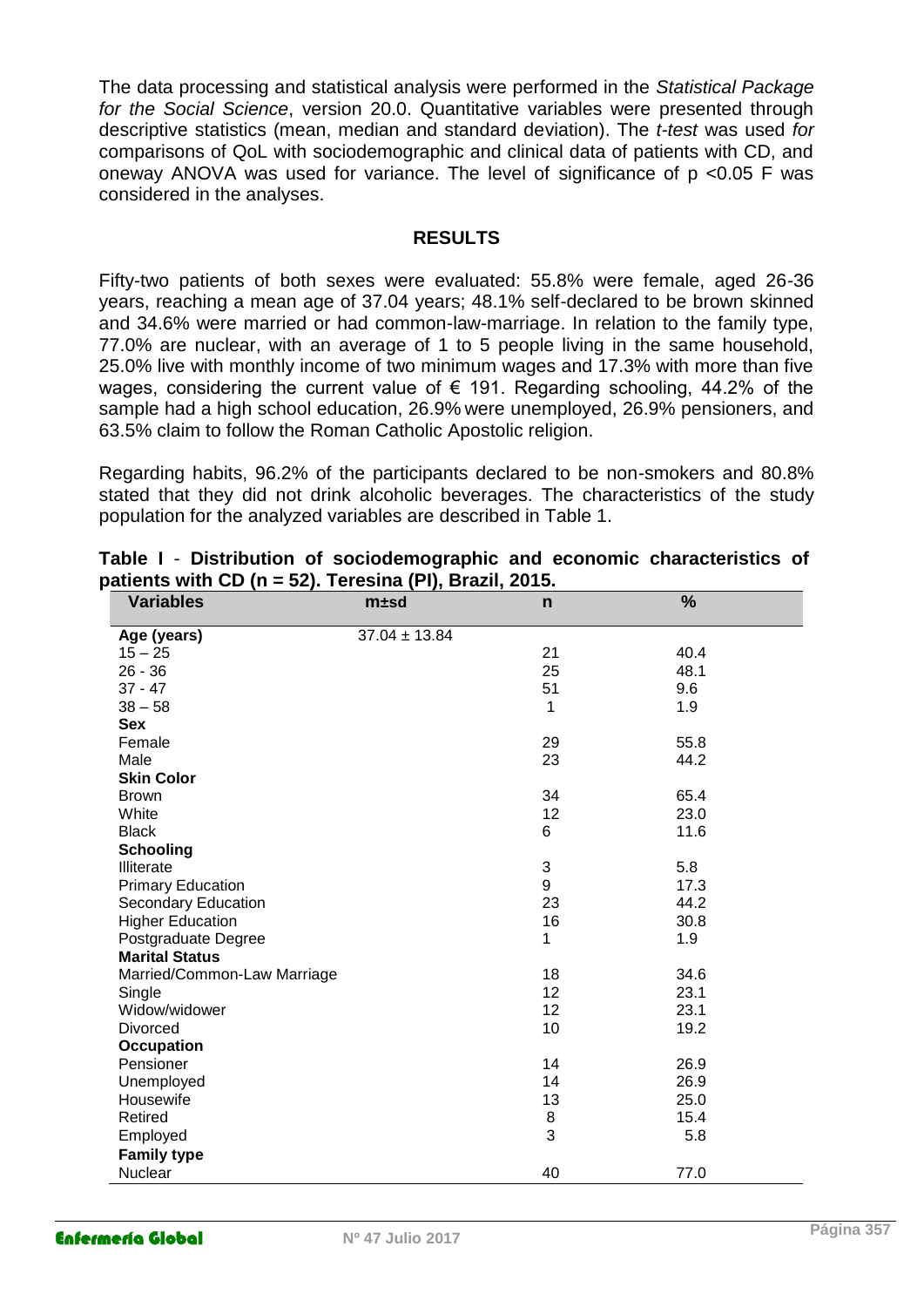The data processing and statistical analysis were performed in the *Statistical Package for the Social Science*, version 20.0. Quantitative variables were presented through descriptive statistics (mean, median and standard deviation). The *t-test* was used *for* comparisons of QoL with sociodemographic and clinical data of patients with CD, and oneway ANOVA was used for variance. The level of significance of $p < 0.05$ F was considered in the analyses.

## RESULTS

Fifty-two patients of both sexes were evaluated: 55.8% were female, aged 26-36 years, reaching a mean age of 37.04 years; 48.1% self-declared to be brown skinned and 34.6% were married or had common-law-marriage. In relation to the family type, 77.0% are nuclear, with an average of 1 to 5 people living in the same household, 25.0% live with monthly income of two minimum wages and 17.3% with more than five wages, considering the current value of € 191. Regarding schooling, 44.2% of the sample had a high school education, 26.9% were unemployed, 26.9% pensioners, and 63.5% claim to follow the Roman Catholic Apostolic religion.

Regarding habits, 96.2% of the participants declared to be non-smokers and 80.8% stated that they did not drink alcoholic beverages. The characteristics of the study population for the analyzed variables are described in Table 1.

**Table I - Distribution of sociodemographic and economic characteristics of patients with CD (n = 52). Teresina (PI), Brazil, 2015.**

| Variables | m±sd | n | % |
|---|---|---|---|
| **Age (years)** | 37.04 ± 13.84 | | |
| 15 – 25 | | 21 | 40.4 |
| 26 - 36 | | 25 | 48.1 |
| 37 - 47 | | 51 | 9.6 |
| 38 – 58 | | 1 | 1.9 |
| **Sex** | | | |
| Female | | 29 | 55.8 |
| Male | | 23 | 44.2 |
| **Skin Color** | | | |
| Brown | | 34 | 65.4 |
| White | | 12 | 23.0 |
| Black | | 6 | 11.6 |
| **Schooling** | | | |
| Illiterate | | 3 | 5.8 |
| Primary Education | | 9 | 17.3 |
| Secondary Education | | 23 | 44.2 |
| Higher Education | | 16 | 30.8 |
| Postgraduate Degree | | 1 | 1.9 |
| **Marital Status** | | | |
| Married/Common-Law Marriage | | 18 | 34.6 |
| Single | | 12 | 23.1 |
| Widow/widower | | 12 | 23.1 |
| Divorced | | 10 | 19.2 |
| **Occupation** | | | |
| Pensioner | | 14 | 26.9 |
| Unemployed | | 14 | 26.9 |
| Housewife | | 13 | 25.0 |
| Retired | | 8 | 15.4 |
| Employed | | 3 | 5.8 |
| **Family type** | | | |
| Nuclear | | 40 | 77.0 |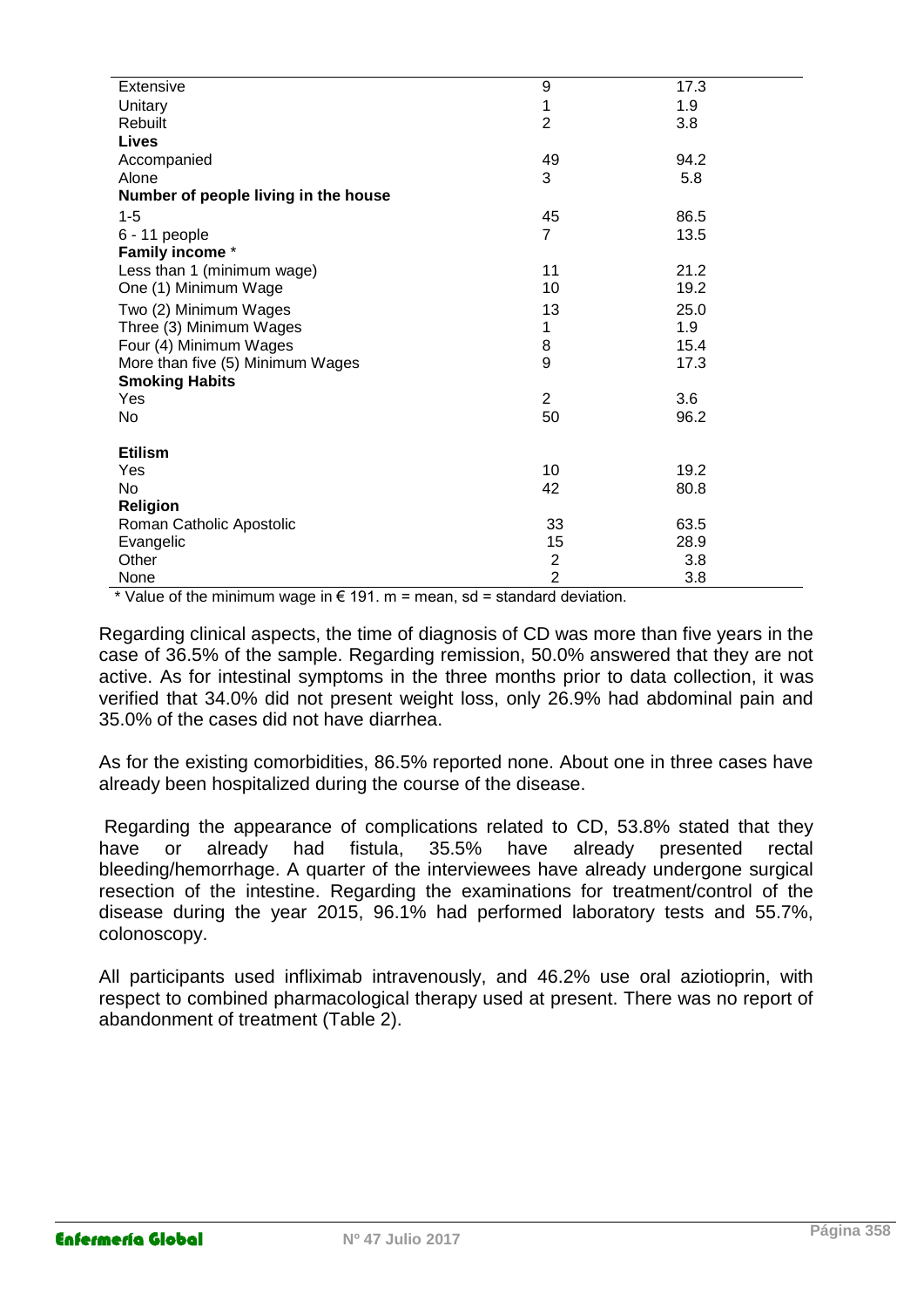| | | |
|---|---|---|
| Extensive | 9 | 17.3 |
| Unitary | 1 | 1.9 |
| Rebuilt | 2 | 3.8 |
| **Lives** | | |
| Accompanied | 49 | 94.2 |
| Alone | 3 | 5.8 |
| **Number of people living in the house** | | |
| 1-5 | 45 | 86.5 |
| 6 - 11 people | 7 | 13.5 |
| **Family income** * | | |
| Less than 1 (minimum wage) | 11 | 21.2 |
| One (1) Minimum Wage | 10 | 19.2 |
| Two (2) Minimum Wages | 13 | 25.0 |
| Three (3) Minimum Wages | 1 | 1.9 |
| Four (4) Minimum Wages | 8 | 15.4 |
| More than five (5) Minimum Wages | 9 | 17.3 |
| **Smoking Habits** | | |
| Yes | 2 | 3.6 |
| No | 50 | 96.2 |
| **Etilism** | | |
| Yes | 10 | 19.2 |
| No | 42 | 80.8 |
| **Religion** | | |
| Roman Catholic Apostolic | 33 | 63.5 |
| Evangelic | 15 | 28.9 |
| Other | 2 | 3.8 |
| None | 2 | 3.8 |

\* Value of the minimum wage in € 191. m = mean, sd = standard deviation.

Regarding clinical aspects, the time of diagnosis of CD was more than five years in the case of 36.5% of the sample. Regarding remission, 50.0% answered that they are not active. As for intestinal symptoms in the three months prior to data collection, it was verified that 34.0% did not present weight loss, only 26.9% had abdominal pain and 35.0% of the cases did not have diarrhea.

As for the existing comorbidities, 86.5% reported none. About one in three cases have already been hospitalized during the course of the disease.

Regarding the appearance of complications related to CD, 53.8% stated that they have or already had fistula, 35.5% have already presented rectal bleeding/hemorrhage. A quarter of the interviewees have already undergone surgical resection of the intestine. Regarding the examinations for treatment/control of the disease during the year 2015, 96.1% had performed laboratory tests and 55.7%, colonoscopy.

All participants used infliximab intravenously, and 46.2% use oral aziotioprin, with respect to combined pharmacological therapy used at present. There was no report of abandonment of treatment (Table 2).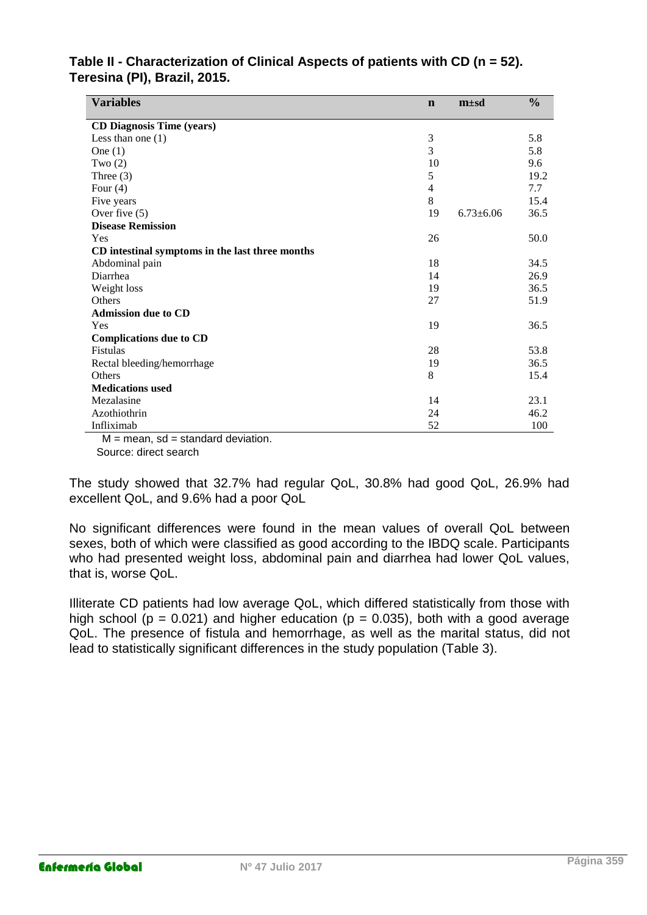**Table II - Characterization of Clinical Aspects of patients with CD (n = 52). Teresina (PI), Brazil, 2015.**

| Variables | n | m±sd | % |
|---|---|---|---|
| **CD Diagnosis Time (years)** | | | |
| Less than one (1) | 3 | | 5.8 |
| One (1) | 3 | | 5.8 |
| Two (2) | 10 | | 9.6 |
| Three (3) | 5 | | 19.2 |
| Four (4) | 4 | | 7.7 |
| Five years | 8 | | 15.4 |
| Over five (5) | 19 | 6.73±6.06 | 36.5 |
| **Disease Remission** | | | |
| Yes | 26 | | 50.0 |
| **CD intestinal symptoms in the last three months** | | | |
| Abdominal pain | 18 | | 34.5 |
| Diarrhea | 14 | | 26.9 |
| Weight loss | 19 | | 36.5 |
| Others | 27 | | 51.9 |
| **Admission due to CD** | | | |
| Yes | 19 | | 36.5 |
| **Complications due to CD** | | | |
| Fistulas | 28 | | 53.8 |
| Rectal bleeding/hemorrhage | 19 | | 36.5 |
| Others | 8 | | 15.4 |
| **Medications used** | | | |
| Mezalasine | 14 | | 23.1 |
| Azothiothrin | 24 | | 46.2 |
| Infliximab | 52 | | 100 |

M = mean, sd = standard deviation.
Source: direct search

The study showed that 32.7% had regular QoL, 30.8% had good QoL, 26.9% had excellent QoL, and 9.6% had a poor QoL

No significant differences were found in the mean values of overall QoL between sexes, both of which were classified as good according to the IBDQ scale. Participants who had presented weight loss, abdominal pain and diarrhea had lower QoL values, that is, worse QoL.

Illiterate CD patients had low average QoL, which differed statistically from those with high school ($p = 0.021$) and higher education ($p = 0.035$), both with a good average QoL. The presence of fistula and hemorrhage, as well as the marital status, did not lead to statistically significant differences in the study population (Table 3).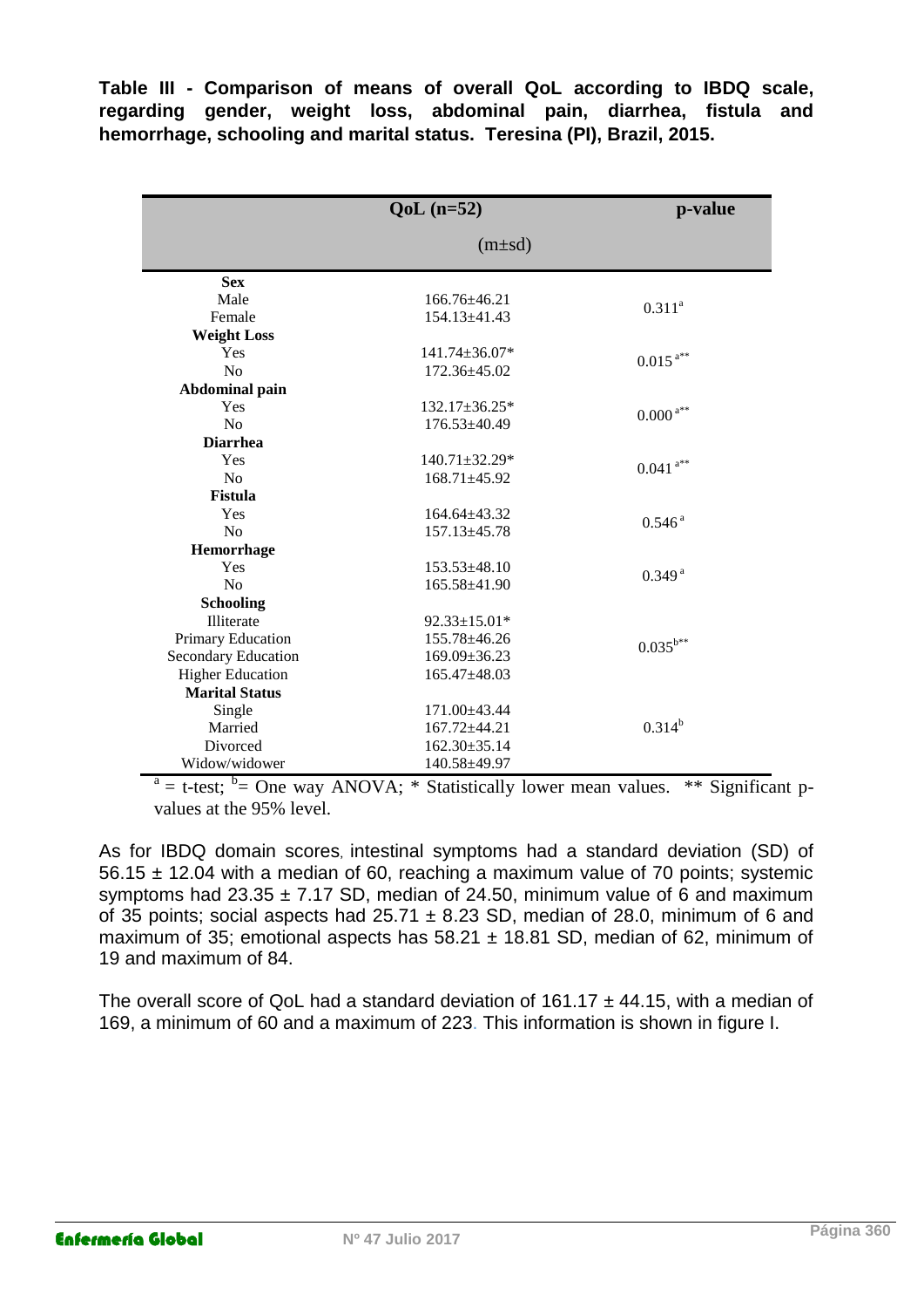**Table III - Comparison of means of overall QoL according to IBDQ scale, regarding gender, weight loss, abdominal pain, diarrhea, fistula and hemorrhage, schooling and marital status. Teresina (PI), Brazil, 2015.**

| | QoL (n=52) (m±sd) | p-value |
|---|---|---|
| **Sex** | | |
| Male | 166.76±46.21 | 0.311[a] |
| Female | 154.13±41.43 | |
| **Weight Loss** | | |
| Yes | 141.74±36.07* | 0.015[a**] |
| No | 172.36±45.02 | |
| **Abdominal pain** | | |
| Yes | 132.17±36.25* | 0.000[a**] |
| No | 176.53±40.49 | |
| **Diarrhea** | | |
| Yes | 140.71±32.29* | 0.041[a**] |
| No | 168.71±45.92 | |
| **Fistula** | | |
| Yes | 164.64±43.32 | 0.546[a] |
| No | 157.13±45.78 | |
| **Hemorrhage** | | |
| Yes | 153.53±48.10 | 0.349[a] |
| No | 165.58±41.90 | |
| **Schooling** | | |
| Illiterate | 92.33±15.01* | 0.035[b**] |
| Primary Education | 155.78±46.26 | |
| Secondary Education | 169.09±36.23 | |
| Higher Education | 165.47±48.03 | |
| **Marital Status** | | |
| Single | 171.00±43.44 | 0.314[b] |
| Married | 167.72±44.21 | |
| Divorced | 162.30±35.14 | |
| Widow/widower | 140.58±49.97 | |

[a] = t-test; [b]= One way ANOVA; * Statistically lower mean values. ** Significant p-values at the 95% level.

As for IBDQ domain scores, intestinal symptoms had a standard deviation (SD) of 56.15 ± 12.04 with a median of 60, reaching a maximum value of 70 points; systemic symptoms had 23.35 ± 7.17 SD, median of 24.50, minimum value of 6 and maximum of 35 points; social aspects had 25.71 ± 8.23 SD, median of 28.0, minimum of 6 and maximum of 35; emotional aspects has 58.21 ± 18.81 SD, median of 62, minimum of 19 and maximum of 84.

The overall score of QoL had a standard deviation of 161.17 ± 44.15, with a median of 169, a minimum of 60 and a maximum of 223. This information is shown in figure I.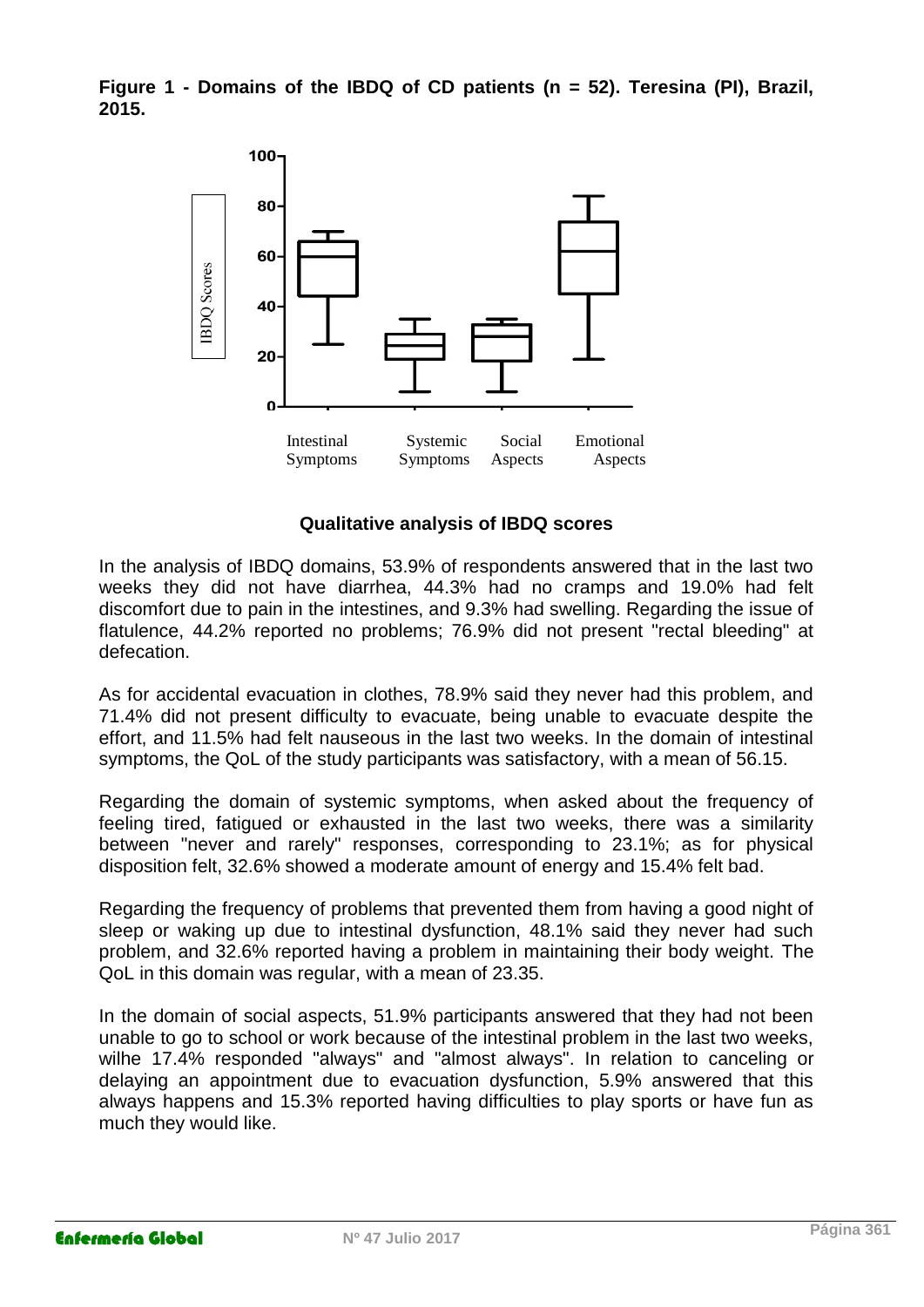**Figure 1 - Domains of the IBDQ of CD patients (n = 52). Teresina (PI), Brazil, 2015.**

### Qualitative analysis of IBDQ scores

In the analysis of IBDQ domains, 53.9% of respondents answered that in the last two weeks they did not have diarrhea, 44.3% had no cramps and 19.0% had felt discomfort due to pain in the intestines, and 9.3% had swelling. Regarding the issue of flatulence, 44.2% reported no problems; 76.9% did not present "rectal bleeding" at defecation.

As for accidental evacuation in clothes, 78.9% said they never had this problem, and 71.4% did not present difficulty to evacuate, being unable to evacuate despite the effort, and 11.5% had felt nauseous in the last two weeks. In the domain of intestinal symptoms, the QoL of the study participants was satisfactory, with a mean of 56.15.

Regarding the domain of systemic symptoms, when asked about the frequency of feeling tired, fatigued or exhausted in the last two weeks, there was a similarity between "never and rarely" responses, corresponding to 23.1%; as for physical disposition felt, 32.6% showed a moderate amount of energy and 15.4% felt bad.

Regarding the frequency of problems that prevented them from having a good night of sleep or waking up due to intestinal dysfunction, 48.1% said they never had such problem, and 32.6% reported having a problem in maintaining their body weight. The QoL in this domain was regular, with a mean of 23.35.

In the domain of social aspects, 51.9% participants answered that they had not been unable to go to school or work because of the intestinal problem in the last two weeks, wilhe 17.4% responded "always" and "almost always". In relation to canceling or delaying an appointment due to evacuation dysfunction, 5.9% answered that this always happens and 15.3% reported having difficulties to play sports or have fun as much they would like.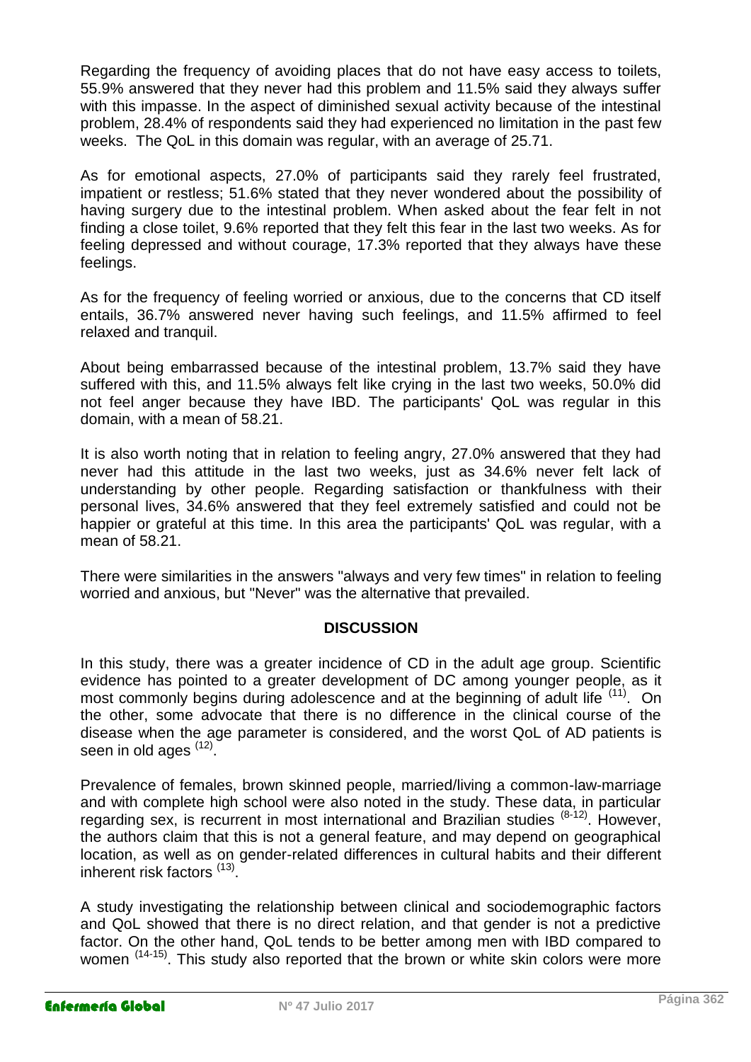Regarding the frequency of avoiding places that do not have easy access to toilets, 55.9% answered that they never had this problem and 11.5% said they always suffer with this impasse. In the aspect of diminished sexual activity because of the intestinal problem, 28.4% of respondents said they had experienced no limitation in the past few weeks. The QoL in this domain was regular, with an average of 25.71.

As for emotional aspects, 27.0% of participants said they rarely feel frustrated, impatient or restless; 51.6% stated that they never wondered about the possibility of having surgery due to the intestinal problem. When asked about the fear felt in not finding a close toilet, 9.6% reported that they felt this fear in the last two weeks. As for feeling depressed and without courage, 17.3% reported that they always have these feelings.

As for the frequency of feeling worried or anxious, due to the concerns that CD itself entails, 36.7% answered never having such feelings, and 11.5% affirmed to feel relaxed and tranquil.

About being embarrassed because of the intestinal problem, 13.7% said they have suffered with this, and 11.5% always felt like crying in the last two weeks, 50.0% did not feel anger because they have IBD. The participants' QoL was regular in this domain, with a mean of 58.21.

It is also worth noting that in relation to feeling angry, 27.0% answered that they had never had this attitude in the last two weeks, just as 34.6% never felt lack of understanding by other people. Regarding satisfaction or thankfulness with their personal lives, 34.6% answered that they feel extremely satisfied and could not be happier or grateful at this time. In this area the participants' QoL was regular, with a mean of 58.21.

There were similarities in the answers "always and very few times" in relation to feeling worried and anxious, but "Never" was the alternative that prevailed.

## DISCUSSION

In this study, there was a greater incidence of CD in the adult age group. Scientific evidence has pointed to a greater development of DC among younger people, as it most commonly begins during adolescence and at the beginning of adult life [11]. On the other, some advocate that there is no difference in the clinical course of the disease when the age parameter is considered, and the worst QoL of AD patients is seen in old ages [12].

Prevalence of females, brown skinned people, married/living a common-law-marriage and with complete high school were also noted in the study. These data, in particular regarding sex, is recurrent in most international and Brazilian studies [8-12]. However, the authors claim that this is not a general feature, and may depend on geographical location, as well as on gender-related differences in cultural habits and their different inherent risk factors [13].

A study investigating the relationship between clinical and sociodemographic factors and QoL showed that there is no direct relation, and that gender is not a predictive factor. On the other hand, QoL tends to be better among men with IBD compared to women [14-15]. This study also reported that the brown or white skin colors were more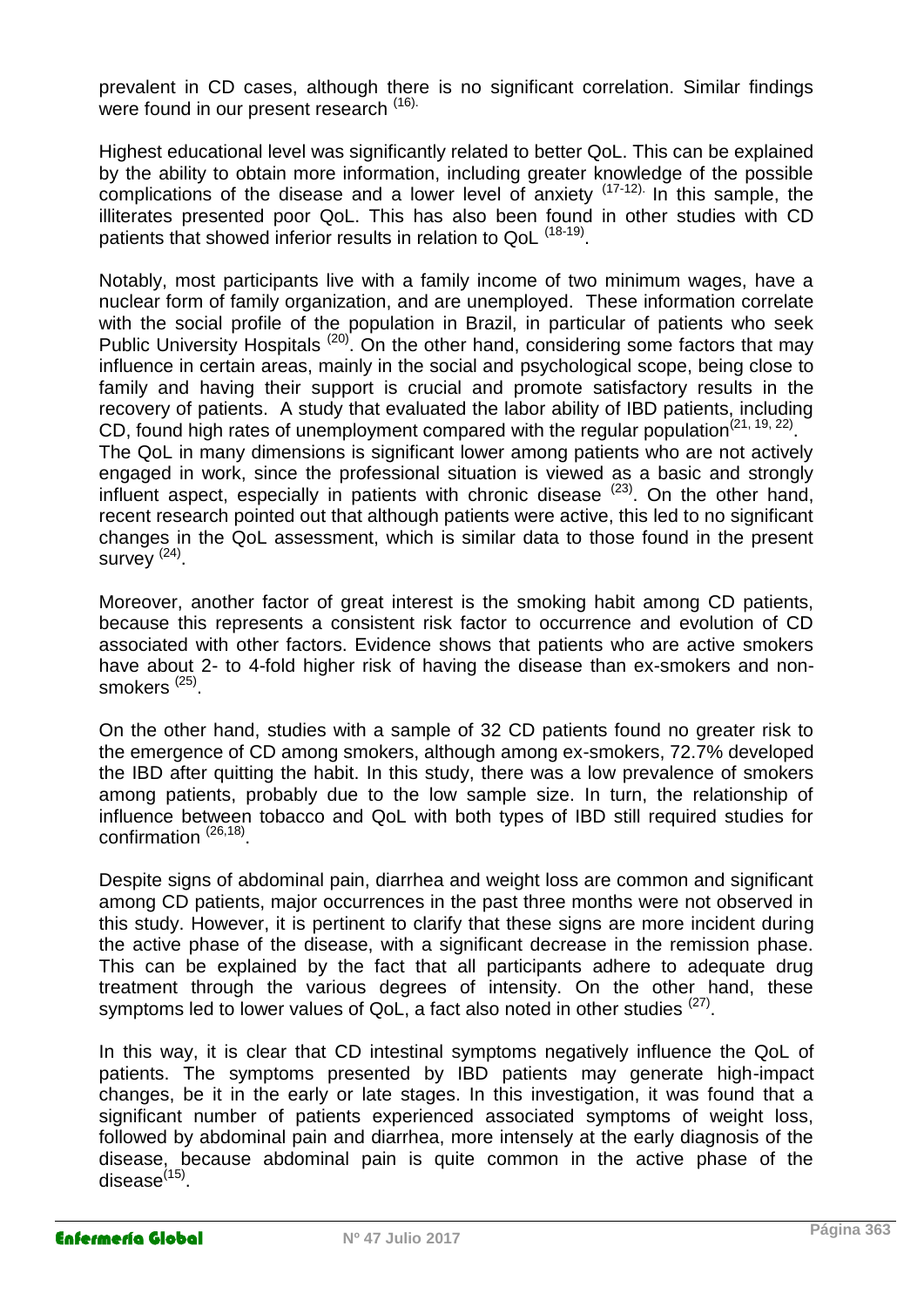prevalent in CD cases, although there is no significant correlation. Similar findings were found in our present research [16].

Highest educational level was significantly related to better QoL. This can be explained by the ability to obtain more information, including greater knowledge of the possible complications of the disease and a lower level of anxiety [17-12]. In this sample, the illiterates presented poor QoL. This has also been found in other studies with CD patients that showed inferior results in relation to QoL [18-19].

Notably, most participants live with a family income of two minimum wages, have a nuclear form of family organization, and are unemployed. These information correlate with the social profile of the population in Brazil, in particular of patients who seek Public University Hospitals [20]. On the other hand, considering some factors that may influence in certain areas, mainly in the social and psychological scope, being close to family and having their support is crucial and promote satisfactory results in the recovery of patients. A study that evaluated the labor ability of IBD patients, including CD, found high rates of unemployment compared with the regular population[21, 19, 22].

The QoL in many dimensions is significant lower among patients who are not actively engaged in work, since the professional situation is viewed as a basic and strongly influent aspect, especially in patients with chronic disease [23]. On the other hand, recent research pointed out that although patients were active, this led to no significant changes in the QoL assessment, which is similar data to those found in the present survey [24].

Moreover, another factor of great interest is the smoking habit among CD patients, because this represents a consistent risk factor to occurrence and evolution of CD associated with other factors. Evidence shows that patients who are active smokers have about 2- to 4-fold higher risk of having the disease than ex-smokers and non-smokers [25].

On the other hand, studies with a sample of 32 CD patients found no greater risk to the emergence of CD among smokers, although among ex-smokers, 72.7% developed the IBD after quitting the habit. In this study, there was a low prevalence of smokers among patients, probably due to the low sample size. In turn, the relationship of influence between tobacco and QoL with both types of IBD still required studies for confirmation [26,18].

Despite signs of abdominal pain, diarrhea and weight loss are common and significant among CD patients, major occurrences in the past three months were not observed in this study. However, it is pertinent to clarify that these signs are more incident during the active phase of the disease, with a significant decrease in the remission phase. This can be explained by the fact that all participants adhere to adequate drug treatment through the various degrees of intensity. On the other hand, these symptoms led to lower values of QoL, a fact also noted in other studies [27].

In this way, it is clear that CD intestinal symptoms negatively influence the QoL of patients. The symptoms presented by IBD patients may generate high-impact changes, be it in the early or late stages. In this investigation, it was found that a significant number of patients experienced associated symptoms of weight loss, followed by abdominal pain and diarrhea, more intensely at the early diagnosis of the disease, because abdominal pain is quite common in the active phase of the disease[15].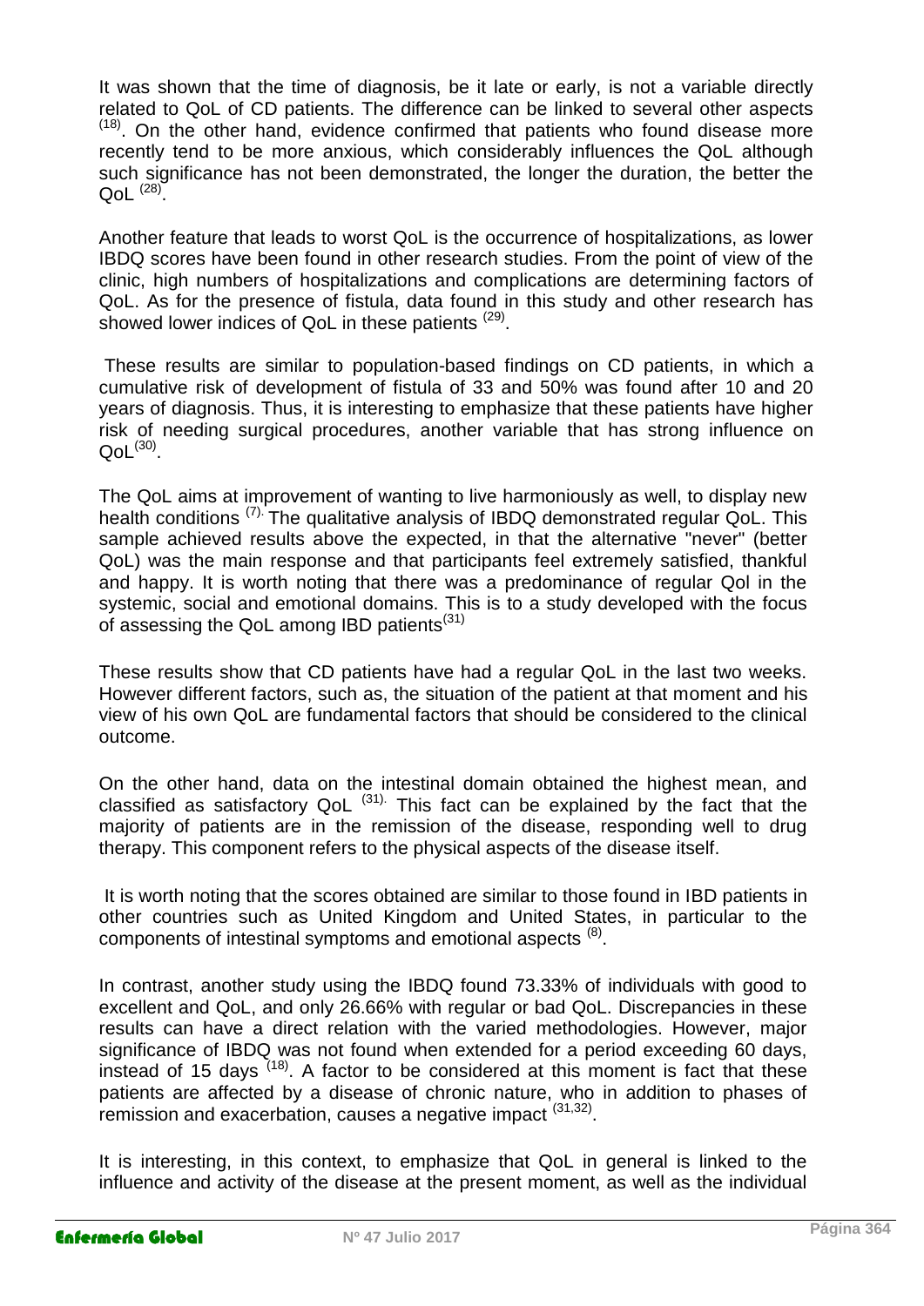It was shown that the time of diagnosis, be it late or early, is not a variable directly related to QoL of CD patients. The difference can be linked to several other aspects [18]. On the other hand, evidence confirmed that patients who found disease more recently tend to be more anxious, which considerably influences the QoL although such significance has not been demonstrated, the longer the duration, the better the QoL [28].

Another feature that leads to worst QoL is the occurrence of hospitalizations, as lower IBDQ scores have been found in other research studies. From the point of view of the clinic, high numbers of hospitalizations and complications are determining factors of QoL. As for the presence of fistula, data found in this study and other research has showed lower indices of QoL in these patients [29].

These results are similar to population-based findings on CD patients, in which a cumulative risk of development of fistula of 33 and 50% was found after 10 and 20 years of diagnosis. Thus, it is interesting to emphasize that these patients have higher risk of needing surgical procedures, another variable that has strong influence on QoL[30].

The QoL aims at improvement of wanting to live harmoniously as well, to display new health conditions [7]. The qualitative analysis of IBDQ demonstrated regular QoL. This sample achieved results above the expected, in that the alternative "never" (better QoL) was the main response and that participants feel extremely satisfied, thankful and happy. It is worth noting that there was a predominance of regular Qol in the systemic, social and emotional domains. This is to a study developed with the focus of assessing the QoL among IBD patients[31]

These results show that CD patients have had a regular QoL in the last two weeks. However different factors, such as, the situation of the patient at that moment and his view of his own QoL are fundamental factors that should be considered to the clinical outcome.

On the other hand, data on the intestinal domain obtained the highest mean, and classified as satisfactory QoL [31]. This fact can be explained by the fact that the majority of patients are in the remission of the disease, responding well to drug therapy. This component refers to the physical aspects of the disease itself.

It is worth noting that the scores obtained are similar to those found in IBD patients in other countries such as United Kingdom and United States, in particular to the components of intestinal symptoms and emotional aspects [8].

In contrast, another study using the IBDQ found 73.33% of individuals with good to excellent and QoL, and only 26.66% with regular or bad QoL. Discrepancies in these results can have a direct relation with the varied methodologies. However, major significance of IBDQ was not found when extended for a period exceeding 60 days, instead of 15 days [18]. A factor to be considered at this moment is fact that these patients are affected by a disease of chronic nature, who in addition to phases of remission and exacerbation, causes a negative impact [31,32].

It is interesting, in this context, to emphasize that QoL in general is linked to the influence and activity of the disease at the present moment, as well as the individual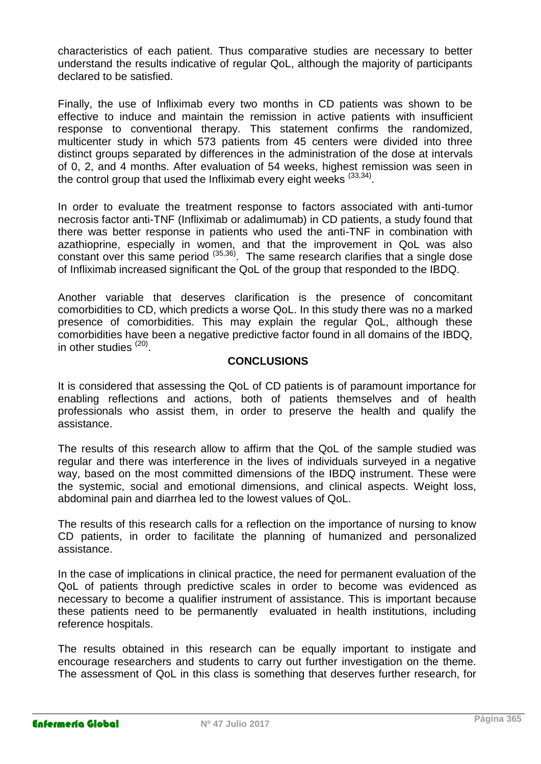characteristics of each patient. Thus comparative studies are necessary to better understand the results indicative of regular QoL, although the majority of participants declared to be satisfied.

Finally, the use of Infliximab every two months in CD patients was shown to be effective to induce and maintain the remission in active patients with insufficient response to conventional therapy. This statement confirms the randomized, multicenter study in which 573 patients from 45 centers were divided into three distinct groups separated by differences in the administration of the dose at intervals of 0, 2, and 4 months. After evaluation of 54 weeks, highest remission was seen in the control group that used the Infliximab every eight weeks [33,34].

In order to evaluate the treatment response to factors associated with anti-tumor necrosis factor anti-TNF (Infliximab or adalimumab) in CD patients, a study found that there was better response in patients who used the anti-TNF in combination with azathioprine, especially in women, and that the improvement in QoL was also constant over this same period [35,36]. The same research clarifies that a single dose of Infliximab increased significant the QoL of the group that responded to the IBDQ.

Another variable that deserves clarification is the presence of concomitant comorbidities to CD, which predicts a worse QoL. In this study there was no a marked presence of comorbidities. This may explain the regular QoL, although these comorbidities have been a negative predictive factor found in all domains of the IBDQ, in other studies [20].

## CONCLUSIONS

It is considered that assessing the QoL of CD patients is of paramount importance for enabling reflections and actions, both of patients themselves and of health professionals who assist them, in order to preserve the health and qualify the assistance.

The results of this research allow to affirm that the QoL of the sample studied was regular and there was interference in the lives of individuals surveyed in a negative way, based on the most committed dimensions of the IBDQ instrument. These were the systemic, social and emotional dimensions, and clinical aspects. Weight loss, abdominal pain and diarrhea led to the lowest values of QoL.

The results of this research calls for a reflection on the importance of nursing to know CD patients, in order to facilitate the planning of humanized and personalized assistance.

In the case of implications in clinical practice, the need for permanent evaluation of the QoL of patients through predictive scales in order to become was evidenced as necessary to become a qualifier instrument of assistance. This is important because these patients need to be permanently evaluated in health institutions, including reference hospitals.

The results obtained in this research can be equally important to instigate and encourage researchers and students to carry out further investigation on the theme. The assessment of QoL in this class is something that deserves further research, for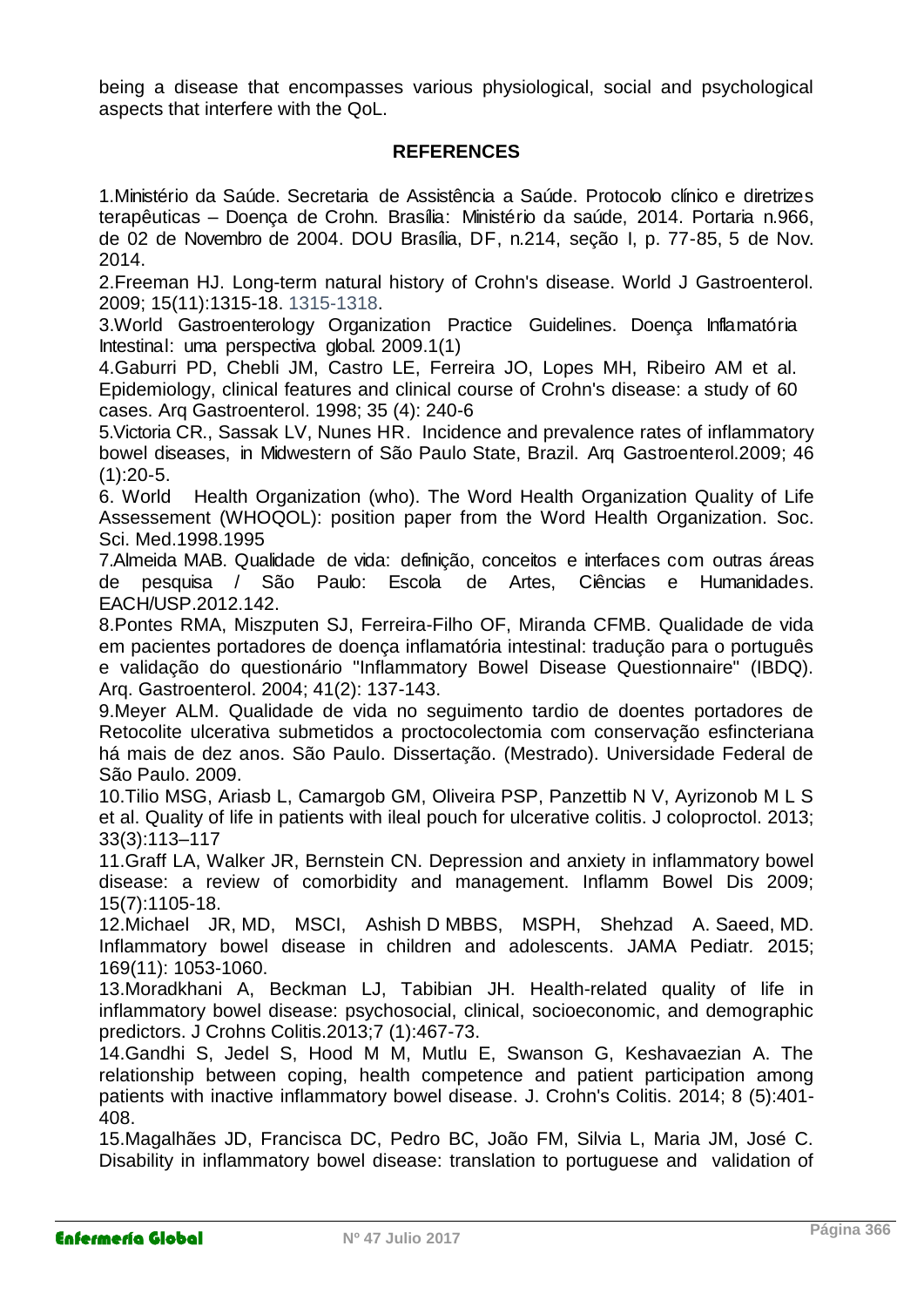being a disease that encompasses various physiological, social and psychological aspects that interfere with the QoL.

## REFERENCES

1.Ministério da Saúde. Secretaria de Assistência a Saúde. Protocolo clínico e diretrizes terapêuticas – Doença de Crohn. Brasília: Ministério da saúde, 2014. Portaria n.966, de 02 de Novembro de 2004. DOU Brasília, DF, n.214, seção I, p. 77-85, 5 de Nov. 2014.

2.Freeman HJ. Long-term natural history of Crohn's disease. World J Gastroenterol. 2009; 15(11):1315-18. 1315-1318.

3.World Gastroenterology Organization Practice Guidelines. Doença Inflamatória Intestinal: uma perspectiva global. 2009.1(1)

4.Gaburri PD, Chebli JM, Castro LE, Ferreira JO, Lopes MH, Ribeiro AM et al. Epidemiology, clinical features and clinical course of Crohn's disease: a study of 60 cases. Arq Gastroenterol. 1998; 35 (4): 240-6

5.Victoria CR., Sassak LV, Nunes HR. Incidence and prevalence rates of inflammatory bowel diseases, in Midwestern of São Paulo State, Brazil. Arq Gastroenterol.2009; 46 (1):20-5.

6. World Health Organization (who). The Word Health Organization Quality of Life Assessement (WHOQOL): position paper from the Word Health Organization. Soc. Sci. Med.1998.1995

7.Almeida MAB. Qualidade de vida: definição, conceitos e interfaces com outras áreas de pesquisa / São Paulo: Escola de Artes, Ciências e Humanidades. EACH/USP.2012.142.

8.Pontes RMA, Miszputen SJ, Ferreira-Filho OF, Miranda CFMB. Qualidade de vida em pacientes portadores de doença inflamatória intestinal: tradução para o português e validação do questionário "Inflammatory Bowel Disease Questionnaire" (IBDQ). Arq. Gastroenterol. 2004; 41(2): 137-143.

9.Meyer ALM. Qualidade de vida no seguimento tardio de doentes portadores de Retocolite ulcerativa submetidos a proctocolectomia com conservação esfincteriana há mais de dez anos. São Paulo. Dissertação. (Mestrado). Universidade Federal de São Paulo. 2009.

10.Tilio MSG, Ariasb L, Camargob GM, Oliveira PSP, Panzettib N V, Ayrizonob M L S et al. Quality of life in patients with ileal pouch for ulcerative colitis. J coloproctol. 2013; 33(3):113–117

11.Graff LA, Walker JR, Bernstein CN. Depression and anxiety in inflammatory bowel disease: a review of comorbidity and management. Inflamm Bowel Dis 2009; 15(7):1105-18.

12.Michael JR, MD, MSCI, Ashish D MBBS, MSPH, Shehzad A. Saeed, MD. Inflammatory bowel disease in children and adolescents. JAMA Pediatr. 2015; 169(11): 1053-1060.

13.Moradkhani A, Beckman LJ, Tabibian JH. Health-related quality of life in inflammatory bowel disease: psychosocial, clinical, socioeconomic, and demographic predictors. J Crohns Colitis.2013;7 (1):467-73.

14.Gandhi S, Jedel S, Hood M M, Mutlu E, Swanson G, Keshavaezian A. The relationship between coping, health competence and patient participation among patients with inactive inflammatory bowel disease. J. Crohn's Colitis. 2014; 8 (5):401-408.

15.Magalhães JD, Francisca DC, Pedro BC, João FM, Silvia L, Maria JM, José C. Disability in inflammatory bowel disease: translation to portuguese and validation of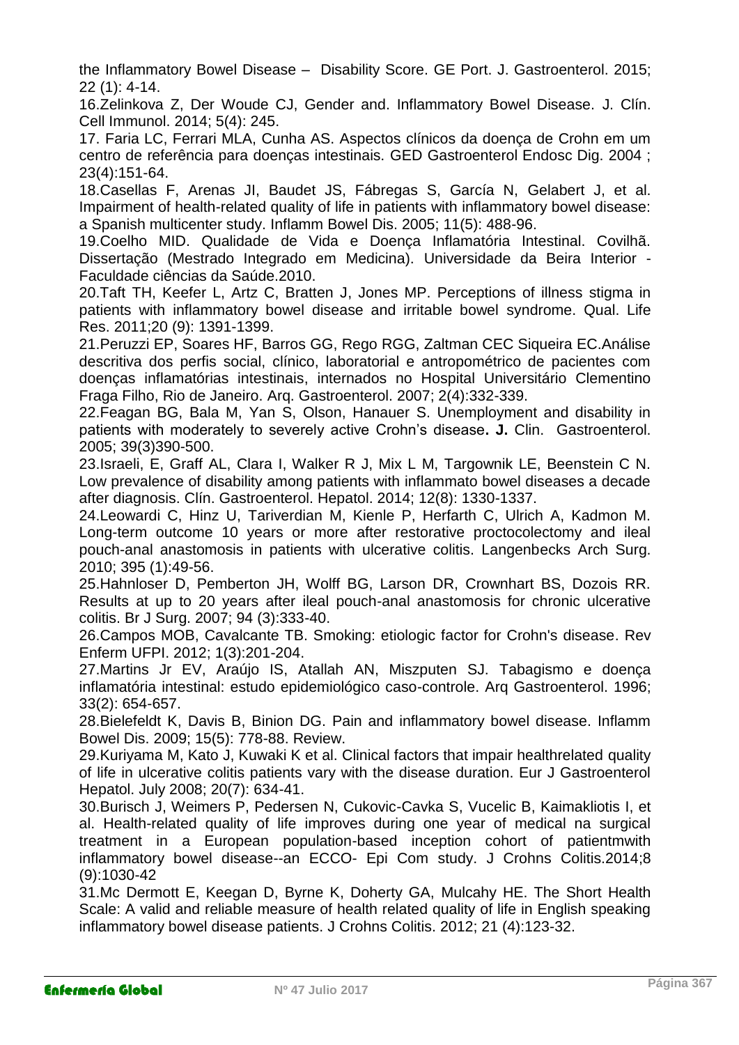the Inflammatory Bowel Disease – Disability Score. GE Port. J. Gastroenterol. 2015; 22 (1): 4-14.

16.Zelinkova Z, Der Woude CJ, Gender and. Inflammatory Bowel Disease. J. Clín. Cell Immunol. 2014; 5(4): 245.

17. Faria LC, Ferrari MLA, Cunha AS. Aspectos clínicos da doença de Crohn em um centro de referência para doenças intestinais. GED Gastroenterol Endosc Dig. 2004 ; 23(4):151-64.

18.Casellas F, Arenas JI, Baudet JS, Fábregas S, García N, Gelabert J, et al. Impairment of health-related quality of life in patients with inflammatory bowel disease: a Spanish multicenter study. Inflamm Bowel Dis. 2005; 11(5): 488-96.

19.Coelho MID. Qualidade de Vida e Doença Inflamatória Intestinal. Covilhã. Dissertação (Mestrado Integrado em Medicina). Universidade da Beira Interior - Faculdade ciências da Saúde.2010.

20.Taft TH, Keefer L, Artz C, Bratten J, Jones MP. Perceptions of illness stigma in patients with inflammatory bowel disease and irritable bowel syndrome. Qual. Life Res. 2011;20 (9): 1391-1399.

21.Peruzzi EP, Soares HF, Barros GG, Rego RGG, Zaltman CEC Siqueira EC.Análise descritiva dos perfis social, clínico, laboratorial e antropométrico de pacientes com doenças inflamatórias intestinais, internados no Hospital Universitário Clementino Fraga Filho, Rio de Janeiro. Arq. Gastroenterol. 2007; 2(4):332-339.

22.Feagan BG, Bala M, Yan S, Olson, Hanauer S. Unemployment and disability in patients with moderately to severely active Crohn's disease**. J.** Clin. Gastroenterol. 2005; 39(3)390-500.

23.Israeli, E, Graff AL, Clara I, Walker R J, Mix L M, Targownik LE, Beenstein C N. Low prevalence of disability among patients with inflammato bowel diseases a decade after diagnosis. Clín. Gastroenterol. Hepatol. 2014; 12(8): 1330-1337.

24.Leowardi C, Hinz U, Tariverdian M, Kienle P, Herfarth C, Ulrich A, Kadmon M. Long-term outcome 10 years or more after restorative proctocolectomy and ileal pouch-anal anastomosis in patients with ulcerative colitis. Langenbecks Arch Surg. 2010; 395 (1):49-56.

25.Hahnloser D, Pemberton JH, Wolff BG, Larson DR, Crownhart BS, Dozois RR. Results at up to 20 years after ileal pouch-anal anastomosis for chronic ulcerative colitis. Br J Surg. 2007; 94 (3):333-40.

26.Campos MOB, Cavalcante TB. Smoking: etiologic factor for Crohn's disease. Rev Enferm UFPI. 2012; 1(3):201-204.

27.Martins Jr EV, Araújo IS, Atallah AN, Miszputen SJ. Tabagismo e doença inflamatória intestinal: estudo epidemiológico caso-controle. Arq Gastroenterol. 1996; 33(2): 654-657.

28.Bielefeldt K, Davis B, Binion DG. Pain and inflammatory bowel disease. Inflamm Bowel Dis. 2009; 15(5): 778-88. Review.

29.Kuriyama M, Kato J, Kuwaki K et al. Clinical factors that impair healthrelated quality of life in ulcerative colitis patients vary with the disease duration. Eur J Gastroenterol Hepatol. July 2008; 20(7): 634-41.

30.Burisch J, Weimers P, Pedersen N, Cukovic-Cavka S, Vucelic B, Kaimakliotis I, et al. Health-related quality of life improves during one year of medical na surgical treatment in a European population-based inception cohort of patientmwith inflammatory bowel disease--an ECCO- Epi Com study. J Crohns Colitis.2014;8 (9):1030-42

31.Mc Dermott E, Keegan D, Byrne K, Doherty GA, Mulcahy HE. The Short Health Scale: A valid and reliable measure of health related quality of life in English speaking inflammatory bowel disease patients. J Crohns Colitis. 2012; 21 (4):123-32.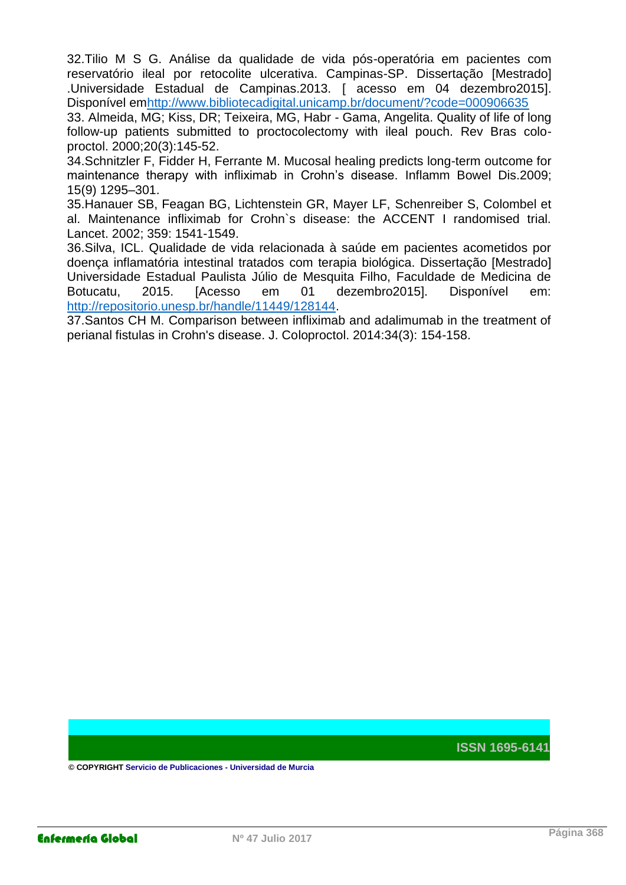32.Tilio M S G. Análise da qualidade de vida pós-operatória em pacientes com reservatório ileal por retocolite ulcerativa. Campinas-SP. Dissertação [Mestrado] .Universidade Estadual de Campinas.2013. [ acesso em 04 dezembro2015]. Disponível emhttp://www.bibliotecadigital.unicamp.br/document/?code=000906635

33. Almeida, MG; Kiss, DR; Teixeira, MG, Habr - Gama, Angelita. Quality of life of long follow-up patients submitted to proctocolectomy with ileal pouch. Rev Bras colo-proctol. 2000;20(3):145-52.

34.Schnitzler F, Fidder H, Ferrante M. Mucosal healing predicts long-term outcome for maintenance therapy with infliximab in Crohn's disease. Inflamm Bowel Dis.2009; 15(9) 1295–301.

35.Hanauer SB, Feagan BG, Lichtenstein GR, Mayer LF, Schenreiber S, Colombel et al. Maintenance infliximab for Crohn`s disease: the ACCENT I randomised trial. Lancet. 2002; 359: 1541-1549.

36.Silva, ICL. Qualidade de vida relacionada à saúde em pacientes acometidos por doença inflamatória intestinal tratados com terapia biológica. Dissertação [Mestrado] Universidade Estadual Paulista Júlio de Mesquita Filho, Faculdade de Medicina de Botucatu, 2015. [Acesso em 01 dezembro2015]. Disponível em: http://repositorio.unesp.br/handle/11449/128144.

37.Santos CH M. Comparison between infliximab and adalimumab in the treatment of perianal fistulas in Crohn's disease. J. Coloproctol. 2014:34(3): 154-158.

ISSN 1695-6141

© COPYRIGHT Servicio de Publicaciones - Universidad de Murcia